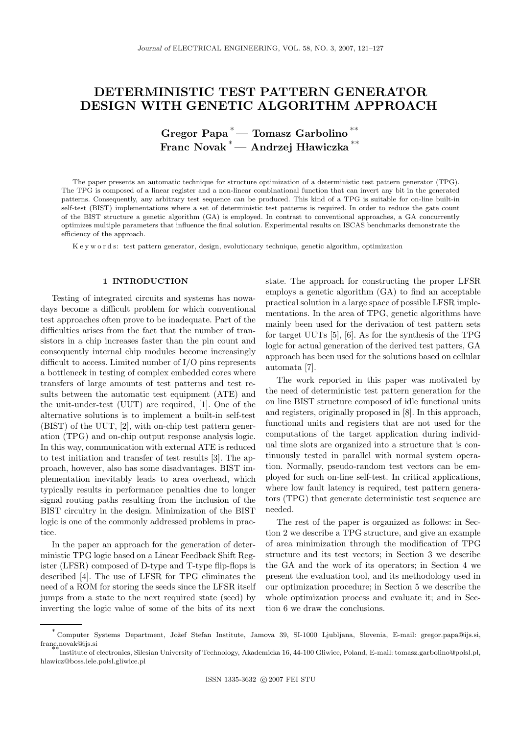# DETERMINISTIC TEST PATTERN GENERATOR DESIGN WITH GENETIC ALGORITHM APPROACH

**Gregor Papa** [*] — **Tomasz Garbolino** [**]
**Franc Novak** [*] — **Andrzej Hławiczka** [**]

The paper presents an automatic technique for structure optimization of a deterministic test pattern generator (TPG). The TPG is composed of a linear register and a non-linear combinational function that can invert any bit in the generated patterns. Consequently, any arbitrary test sequence can be produced. This kind of a TPG is suitable for on-line built-in self-test (BIST) implementations where a set of deterministic test patterns is required. In order to reduce the gate count of the BIST structure a genetic algorithm (GA) is employed. In contrast to conventional approaches, a GA concurrently optimizes multiple parameters that influence the final solution. Experimental results on ISCAS benchmarks demonstrate the efficiency of the approach.

K e y w o r d s: test pattern generator, design, evolutionary technique, genetic algorithm, optimization

## 1 INTRODUCTION

Testing of integrated circuits and systems has nowadays become a difficult problem for which conventional test approaches often prove to be inadequate. Part of the difficulties arises from the fact that the number of transistors in a chip increases faster than the pin count and consequently internal chip modules become increasingly difficult to access. Limited number of I/O pins represents a bottleneck in testing of complex embedded cores where transfers of large amounts of test patterns and test results between the automatic test equipment (ATE) and the unit-under-test (UUT) are required, [1]. One of the alternative solutions is to implement a built-in self-test (BIST) of the UUT, [2], with on-chip test pattern generation (TPG) and on-chip output response analysis logic. In this way, communication with external ATE is reduced to test initiation and transfer of test results [3]. The approach, however, also has some disadvantages. BIST implementation inevitably leads to area overhead, which typically results in performance penalties due to longer signal routing paths resulting from the inclusion of the BIST circuitry in the design. Minimization of the BIST logic is one of the commonly addressed problems in practice.

In the paper an approach for the generation of deterministic TPG logic based on a Linear Feedback Shift Register (LFSR) composed of D-type and T-type flip-flops is described [4]. The use of LFSR for TPG eliminates the need of a ROM for storing the seeds since the LFSR itself jumps from a state to the next required state (seed) by inverting the logic value of some of the bits of its next state. The approach for constructing the proper LFSR employs a genetic algorithm (GA) to find an acceptable practical solution in a large space of possible LFSR implementations. In the area of TPG, genetic algorithms have mainly been used for the derivation of test pattern sets for target UUTs [5], [6]. As for the synthesis of the TPG logic for actual generation of the derived test patters, GA approach has been used for the solutions based on cellular automata [7].

The work reported in this paper was motivated by the need of deterministic test pattern generation for the on line BIST structure composed of idle functional units and registers, originally proposed in [8]. In this approach, functional units and registers that are not used for the computations of the target application during individual time slots are organized into a structure that is continuously tested in parallel with normal system operation. Normally, pseudo-random test vectors can be employed for such on-line self-test. In critical applications, where low fault latency is required, test pattern generators (TPG) that generate deterministic test sequence are needed.

The rest of the paper is organized as follows: in Section 2 we describe a TPG structure, and give an example of area minimization through the modification of TPG structure and its test vectors; in Section 3 we describe the GA and the work of its operators; in Section 4 we present the evaluation tool, and its methodology used in our optimization procedure; in Section 5 we describe the whole optimization process and evaluate it; and in Section 6 we draw the conclusions.

---

[*] Computer Systems Department, Jožef Stefan Institute, Jamova 39, SI-1000 Ljubljana, Slovenia, E-mail: gregor.papa@ijs.si, franc.novak@ijs.si

[**] Institute of electronics, Silesian University of Technology, Akademicka 16, 44-100 Gliwice, Poland, E-mail: tomasz.garbolino@polsl.pl, hlawicz@boss.iele.polsl.gliwice.pl

ISSN 1335-3632 © 2007 FEI STU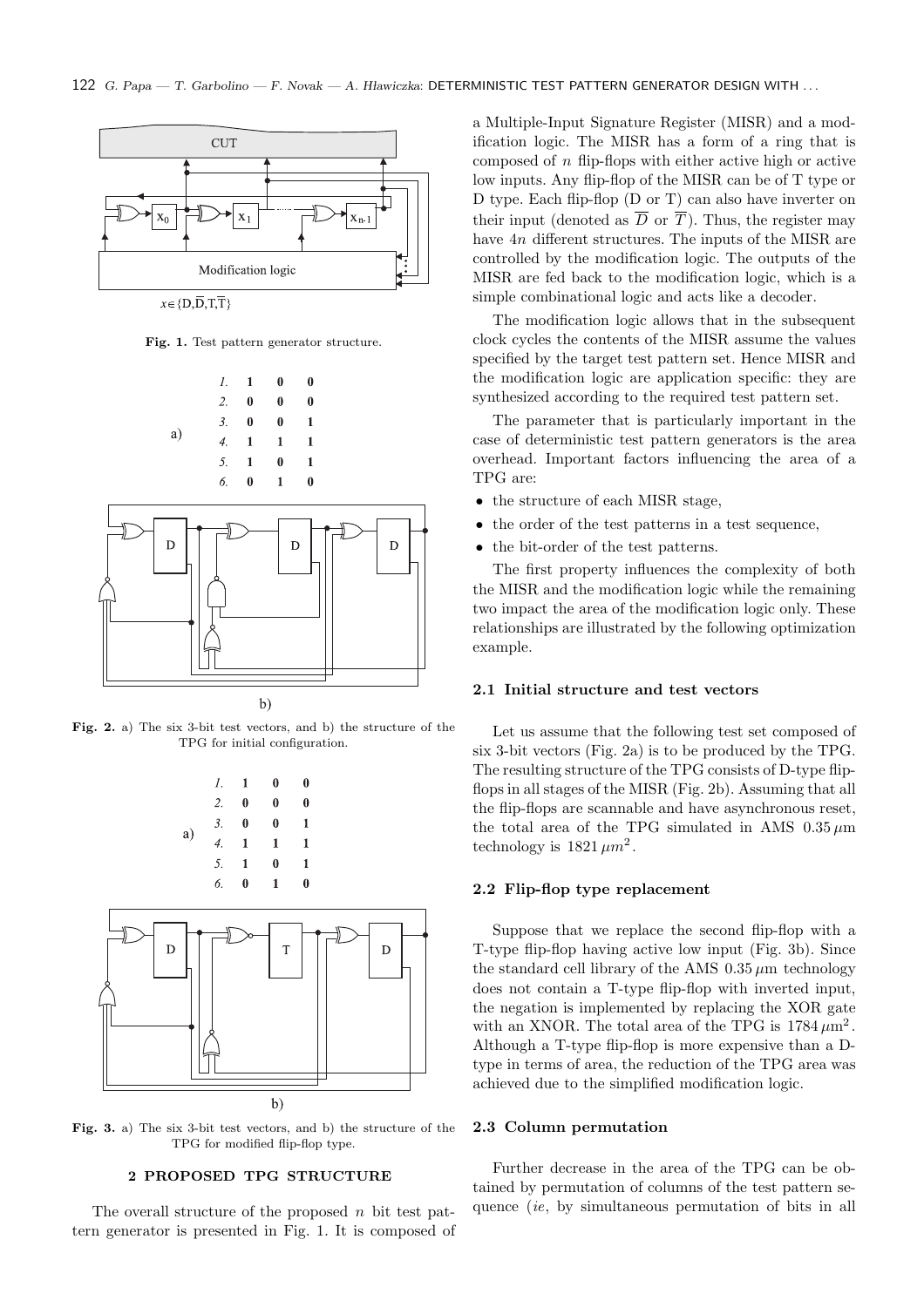Fig. 1. Test pattern generator structure.

Fig. 2. a) The six 3-bit test vectors, and b) the structure of the TPG for initial configuration.

Fig. 3. a) The six 3-bit test vectors, and b) the structure of the TPG for modified flip-flop type.

## 2 PROPOSED TPG STRUCTURE

The overall structure of the proposed $n$ bit test pattern generator is presented in Fig. 1. It is composed of a Multiple-Input Signature Register (MISR) and a modification logic. The MISR has a form of a ring that is composed of $n$ flip-flops with either active high or active low inputs. Any flip-flop of the MISR can be of T type or D type. Each flip-flop (D or T) can also have inverter on their input (denoted as $\overline{D}$ or $\overline{T}$). Thus, the register may have $4n$ different structures. The inputs of the MISR are controlled by the modification logic. The outputs of the MISR are fed back to the modification logic, which is a simple combinational logic and acts like a decoder.

The modification logic allows that in the subsequent clock cycles the contents of the MISR assume the values specified by the target test pattern set. Hence MISR and the modification logic are application specific: they are synthesized according to the required test pattern set.

The parameter that is particularly important in the case of deterministic test pattern generators is the area overhead. Important factors influencing the area of a TPG are:

- the structure of each MISR stage,
- the order of the test patterns in a test sequence,
- the bit-order of the test patterns.

The first property influences the complexity of both the MISR and the modification logic while the remaining two impact the area of the modification logic only. These relationships are illustrated by the following optimization example.

### 2.1 Initial structure and test vectors

Let us assume that the following test set composed of six 3-bit vectors (Fig. 2a) is to be produced by the TPG. The resulting structure of the TPG consists of D-type flip-flops in all stages of the MISR (Fig. 2b). Assuming that all the flip-flops are scannable and have asynchronous reset, the total area of the TPG simulated in AMS $0.35\,\mu$m technology is $1821\,\mu m^2$.

### 2.2 Flip-flop type replacement

Suppose that we replace the second flip-flop with a T-type flip-flop having active low input (Fig. 3b). Since the standard cell library of the AMS $0.35\,\mu$m technology does not contain a T-type flip-flop with inverted input, the negation is implemented by replacing the XOR gate with an XNOR. The total area of the TPG is $1784\,\mu$m$^2$. Although a T-type flip-flop is more expensive than a D-type in terms of area, the reduction of the TPG area was achieved due to the simplified modification logic.

### 2.3 Column permutation

Further decrease in the area of the TPG can be obtained by permutation of columns of the test pattern sequence (*ie*, by simultaneous permutation of bits in all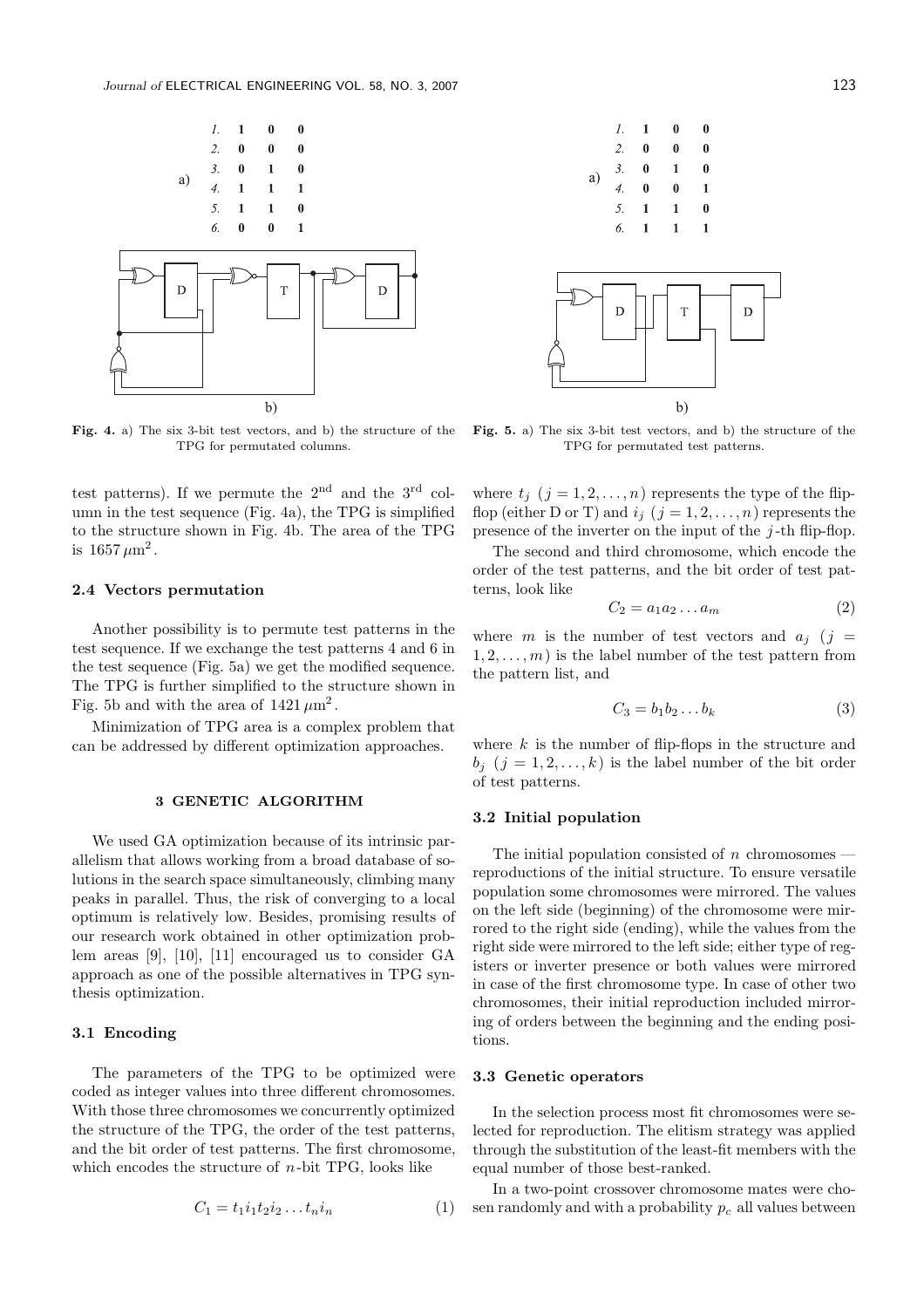a)

| | | | |
|---|---|---|---|
| *1.* | **1** | **0** | **0** |
| *2.* | **0** | **0** | **0** |
| *3.* | **0** | **1** | **0** |
| *4.* | **1** | **1** | **1** |
| *5.* | **1** | **1** | **0** |
| *6.* | **0** | **0** | **1** |

b)

**Fig. 4.** a) The six 3-bit test vectors, and b) the structure of the TPG for permutated columns.

a)

| | | | |
|---|---|---|---|
| *1.* | **1** | **0** | **0** |
| *2.* | **0** | **0** | **0** |
| *3.* | **0** | **1** | **0** |
| *4.* | **0** | **0** | **1** |
| *5.* | **1** | **1** | **0** |
| *6.* | **1** | **1** | **1** |

b)

**Fig. 5.** a) The six 3-bit test vectors, and b) the structure of the TPG for permutated test patterns.

test patterns). If we permute the 2nd and the 3rd column in the test sequence (Fig. 4a), the TPG is simplified to the structure shown in Fig. 4b. The area of the TPG is $1657\,\mu\text{m}^2$.

### 2.4 Vectors permutation

Another possibility is to permute test patterns in the test sequence. If we exchange the test patterns 4 and 6 in the test sequence (Fig. 5a) we get the modified sequence. The TPG is further simplified to the structure shown in Fig. 5b and with the area of $1421\,\mu\text{m}^2$.

Minimization of TPG area is a complex problem that can be addressed by different optimization approaches.

## 3 GENETIC ALGORITHM

We used GA optimization because of its intrinsic parallelism that allows working from a broad database of solutions in the search space simultaneously, climbing many peaks in parallel. Thus, the risk of converging to a local optimum is relatively low. Besides, promising results of our research work obtained in other optimization problem areas [9], [10], [11] encouraged us to consider GA approach as one of the possible alternatives in TPG synthesis optimization.

### 3.1 Encoding

The parameters of the TPG to be optimized were coded as integer values into three different chromosomes. With those three chromosomes we concurrently optimized the structure of the TPG, the order of the test patterns, and the bit order of test patterns. The first chromosome, which encodes the structure of $n$-bit TPG, looks like

$$C_1 = t_1 i_1 t_2 i_2 \dots t_n i_n \tag{1}$$

where $t_j$ $(j = 1, 2, \dots, n)$ represents the type of the flip-flop (either D or T) and $i_j$ $(j = 1, 2, \dots, n)$ represents the presence of the inverter on the input of the $j$-th flip-flop.

The second and third chromosome, which encode the order of the test patterns, and the bit order of test patterns, look like

$$C_2 = a_1 a_2 \dots a_m \tag{2}$$

where $m$ is the number of test vectors and $a_j$ $(j = 1, 2, \dots, m)$ is the label number of the test pattern from the pattern list, and

$$C_3 = b_1 b_2 \dots b_k \tag{3}$$

where $k$ is the number of flip-flops in the structure and $b_j$ $(j = 1, 2, \dots, k)$ is the label number of the bit order of test patterns.

### 3.2 Initial population

The initial population consisted of $n$ chromosomes — reproductions of the initial structure. To ensure versatile population some chromosomes were mirrored. The values on the left side (beginning) of the chromosome were mirrored to the right side (ending), while the values from the right side were mirrored to the left side; either type of registers or inverter presence or both values were mirrored in case of the first chromosome type. In case of other two chromosomes, their initial reproduction included mirroring of orders between the beginning and the ending positions.

### 3.3 Genetic operators

In the selection process most fit chromosomes were selected for reproduction. The elitism strategy was applied through the substitution of the least-fit members with the equal number of those best-ranked.

In a two-point crossover chromosome mates were chosen randomly and with a probability $p_c$ all values between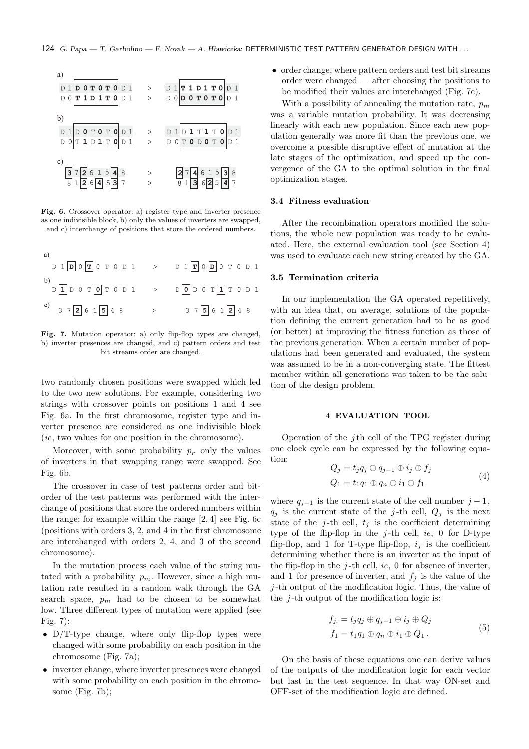a)

```
D 1 [D 0 T 0 T 0] D 1   >   D 1 [T 1 D 1 T 0] D 1
D 0 [T 1 D 1 T 0] D 1   >   D 0 [D 0 T 0 T 0] D 1
```

b)

```
D 1 [D 0 T 0 T 0] D 1   >   D 1 [D 1 T 1 T 0] D 1
D 0 [T 1 D 1 T 0] D 1   >   D 0 [T 0 D 0 T 0] D 1
```

c)

```
[3] 7 [2] 6 1 5 [4] 8   >   [2] 7 [4] 6 1 5 [3] 8
8 1 [2] 6 [4] 5 [3] 7   >   8 1 [3] 6 [2] 5 [4] 7
```

**Fig. 6.** Crossover operator: a) register type and inverter presence as one indivisible block, b) only the values of inverters are swapped, and c) interchange of positions that store the ordered numbers.

a)

```
D 1 [D] 0 [T] 0 T 0 D 1   >   D 1 [T] 0 [D] 0 T 0 D 1
```

b)

```
D [1] D 0 T [0] T 0 D 1   >   D [0] D 0 T [1] T 0 D 1
```

c)

```
3 7 [2] 6 1 [5] 4 8   >   3 7 [5] 6 1 [2] 4 8
```

**Fig. 7.** Mutation operator: a) only flip-flop types are changed, b) inverter presences are changed, and c) pattern orders and test bit streams order are changed.

two randomly chosen positions were swapped which led to the two new solutions. For example, considering two strings with crossover points on positions 1 and 4 see Fig. 6a. In the first chromosome, register type and inverter presence are considered as one indivisible block (*ie*, two values for one position in the chromosome).

Moreover, with some probability $p_r$ only the values of inverters in that swapping range were swapped. See Fig. 6b.

The crossover in case of test patterns order and bit-order of the test patterns was performed with the interchange of positions that store the ordered numbers within the range; for example within the range $[2, 4]$ see Fig. 6c (positions with orders 3, 2, and 4 in the first chromosome are interchanged with orders 2, 4, and 3 of the second chromosome).

In the mutation process each value of the string mutated with a probability $p_m$. However, since a high mutation rate resulted in a random walk through the GA search space, $p_m$ had to be chosen to be somewhat low. Three different types of mutation were applied (see Fig. 7):

- D/T-type change, where only flip-flop types were changed with some probability on each position in the chromosome (Fig. 7a);
- inverter change, where inverter presences were changed with some probability on each position in the chromosome (Fig. 7b);
- order change, where pattern orders and test bit streams order were changed — after choosing the positions to be modified their values are interchanged (Fig. 7c).

With a possibility of annealing the mutation rate, $p_m$ was a variable mutation probability. It was decreasing linearly with each new population. Since each new population generally was more fit than the previous one, we overcome a possible disruptive effect of mutation at the late stages of the optimization, and speed up the convergence of the GA to the optimal solution in the final optimization stages.

### 3.4 Fitness evaluation

After the recombination operators modified the solutions, the whole new population was ready to be evaluated. Here, the external evaluation tool (see Section 4) was used to evaluate each new string created by the GA.

### 3.5 Termination criteria

In our implementation the GA operated repetitively, with an idea that, on average, solutions of the population defining the current generation had to be as good (or better) at improving the fitness function as those of the previous generation. When a certain number of populations had been generated and evaluated, the system was assumed to be in a non-converging state. The fittest member within all generations was taken to be the solution of the design problem.

## 4 EVALUATION TOOL

Operation of the $j$th cell of the TPG register during one clock cycle can be expressed by the following equation:

$$
\begin{aligned}
Q_j &= t_j q_j \oplus q_{j-1} \oplus i_j \oplus f_j \\
Q_1 &= t_1 q_1 \oplus q_n \oplus i_1 \oplus f_1
\end{aligned}
\tag{4}
$$

where $q_{j-1}$ is the current state of the cell number $j-1$, $q_j$ is the current state of the $j$-th cell, $Q_j$ is the next state of the $j$-th cell, $t_j$ is the coefficient determining type of the flip-flop in the $j$-th cell, *ie*, 0 for D-type flip-flop, and 1 for T-type flip-flop, $i_j$ is the coefficient determining whether there is an inverter at the input of the flip-flop in the $j$-th cell, *ie*, 0 for absence of inverter, and 1 for presence of inverter, and $f_j$ is the value of the $j$-th output of the modification logic. Thus, the value of the $j$-th output of the modification logic is:

$$
\begin{aligned}
f_{j,} &= t_j q_j \oplus q_{j-1} \oplus i_j \oplus Q_j \\
f_1 &= t_1 q_1 \oplus q_n \oplus i_1 \oplus Q_1 \,.
\end{aligned}
\tag{5}
$$

On the basis of these equations one can derive values of the outputs of the modification logic for each vector but last in the test sequence. In that way ON-set and OFF-set of the modification logic are defined.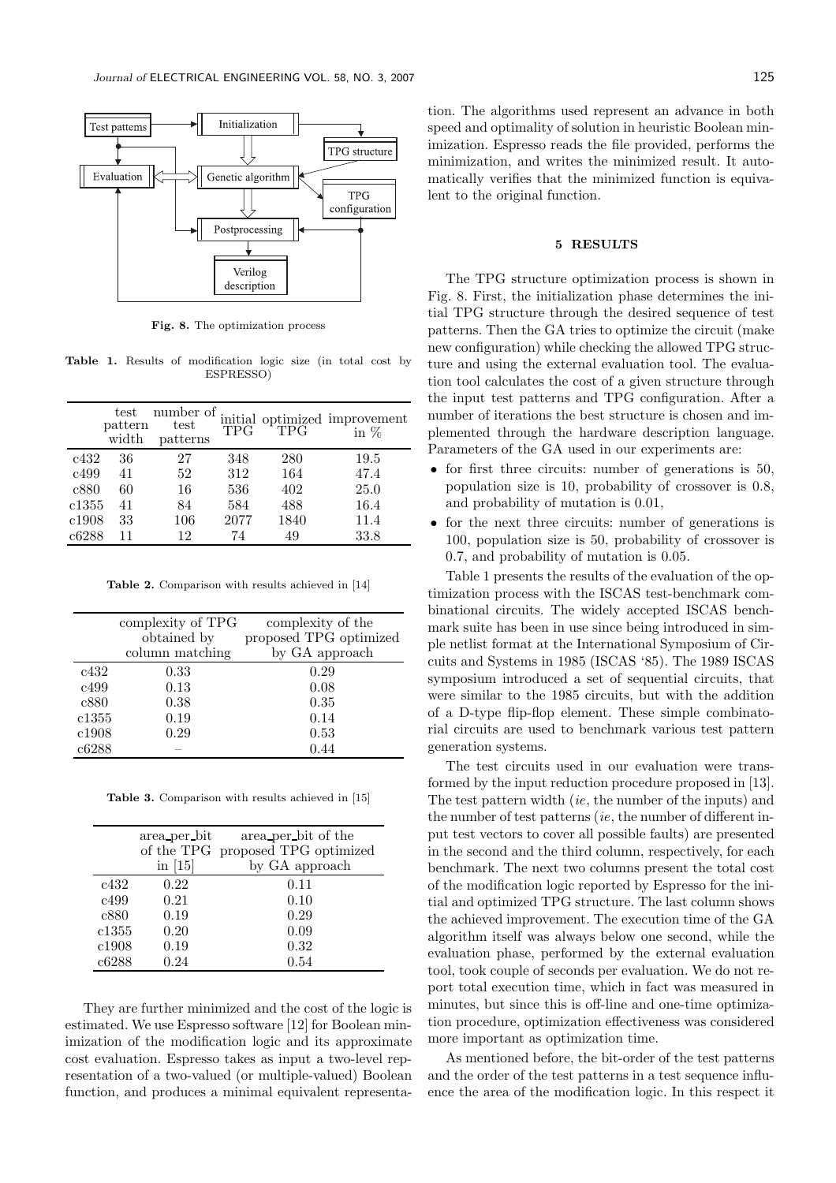Fig. 8. The optimization process

Table 1. Results of modification logic size (in total cost by ESPRESSO)

| | test pattern width | number of test patterns | initial TPG | optimized TPG | improvement in % |
|---|---|---|---|---|---|
| c432 | 36 | 27 | 348 | 280 | 19.5 |
| c499 | 41 | 52 | 312 | 164 | 47.4 |
| c880 | 60 | 16 | 536 | 402 | 25.0 |
| c1355 | 41 | 84 | 584 | 488 | 16.4 |
| c1908 | 33 | 106 | 2077 | 1840 | 11.4 |
| c6288 | 11 | 12 | 74 | 49 | 33.8 |

Table 2. Comparison with results achieved in [14]

| | complexity of TPG obtained by column matching | complexity of the proposed TPG optimized by GA approach |
|---|---|---|
| c432 | 0.33 | 0.29 |
| c499 | 0.13 | 0.08 |
| c880 | 0.38 | 0.35 |
| c1355 | 0.19 | 0.14 |
| c1908 | 0.29 | 0.53 |
| c6288 | – | 0.44 |

Table 3. Comparison with results achieved in [15]

| | area_per_bit of the TPG in [15] | area_per_bit of the proposed TPG optimized by GA approach |
|---|---|---|
| c432 | 0.22 | 0.11 |
| c499 | 0.21 | 0.10 |
| c880 | 0.19 | 0.29 |
| c1355 | 0.20 | 0.09 |
| c1908 | 0.19 | 0.32 |
| c6288 | 0.24 | 0.54 |

They are further minimized and the cost of the logic is estimated. We use Espresso software [12] for Boolean minimization of the modification logic and its approximate cost evaluation. Espresso takes as input a two-level representation of a two-valued (or multiple-valued) Boolean function, and produces a minimal equivalent representation. The algorithms used represent an advance in both speed and optimality of solution in heuristic Boolean minimization. Espresso reads the file provided, performs the minimization, and writes the minimized result. It automatically verifies that the minimized function is equivalent to the original function.

## 5 RESULTS

The TPG structure optimization process is shown in Fig. 8. First, the initialization phase determines the initial TPG structure through the desired sequence of test patterns. Then the GA tries to optimize the circuit (make new configuration) while checking the allowed TPG structure and using the external evaluation tool. The evaluation tool calculates the cost of a given structure through the input test patterns and TPG configuration. After a number of iterations the best structure is chosen and implemented through the hardware description language. Parameters of the GA used in our experiments are:

- for first three circuits: number of generations is 50, population size is 10, probability of crossover is 0.8, and probability of mutation is 0.01,
- for the next three circuits: number of generations is 100, population size is 50, probability of crossover is 0.7, and probability of mutation is 0.05.

Table 1 presents the results of the evaluation of the optimization process with the ISCAS test-benchmark combinational circuits. The widely accepted ISCAS benchmark suite has been in use since being introduced in simple netlist format at the International Symposium of Circuits and Systems in 1985 (ISCAS '85). The 1989 ISCAS symposium introduced a set of sequential circuits, that were similar to the 1985 circuits, but with the addition of a D-type flip-flop element. These simple combinatorial circuits are used to benchmark various test pattern generation systems.

The test circuits used in our evaluation were transformed by the input reduction procedure proposed in [13]. The test pattern width (*ie*, the number of the inputs) and the number of test patterns (*ie*, the number of different input test vectors to cover all possible faults) are presented in the second and the third column, respectively, for each benchmark. The next two columns present the total cost of the modification logic reported by Espresso for the initial and optimized TPG structure. The last column shows the achieved improvement. The execution time of the GA algorithm itself was always below one second, while the evaluation phase, performed by the external evaluation tool, took couple of seconds per evaluation. We do not report total execution time, which in fact was measured in minutes, but since this is off-line and one-time optimization procedure, optimization effectiveness was considered more important as optimization time.

As mentioned before, the bit-order of the test patterns and the order of the test patterns in a test sequence influence the area of the modification logic. In this respect it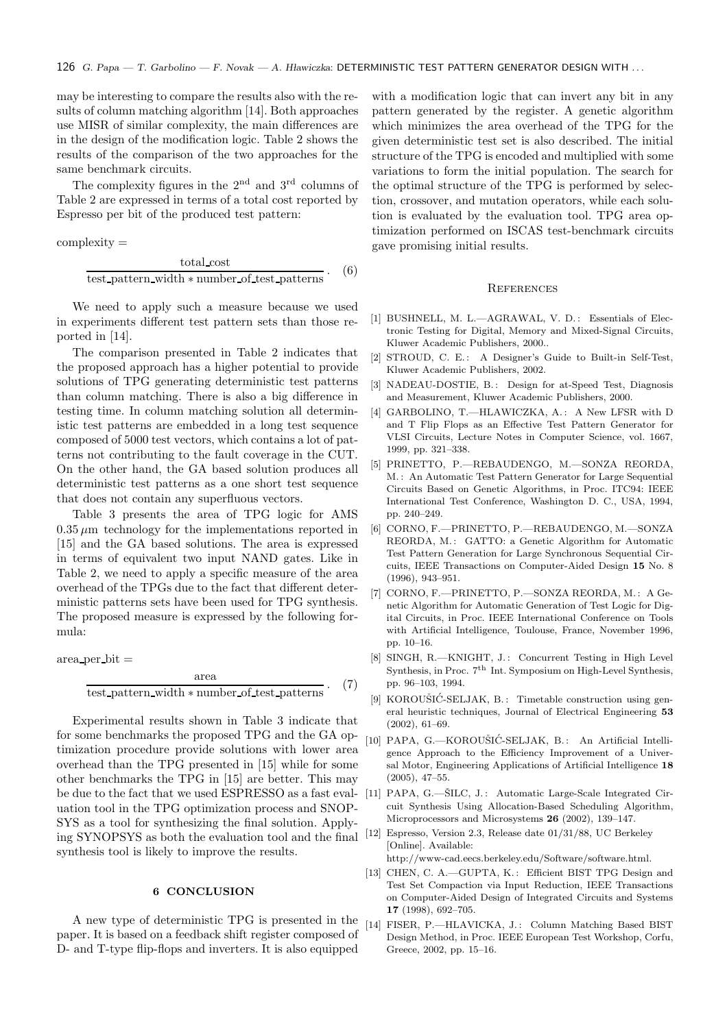may be interesting to compare the results also with the results of column matching algorithm [14]. Both approaches use MISR of similar complexity, the main differences are in the design of the modification logic. Table 2 shows the results of the comparison of the two approaches for the same benchmark circuits.

The complexity figures in the 2nd and 3rd columns of Table 2 are expressed in terms of a total cost reported by Espresso per bit of the produced test pattern:

$$\text{complexity} = \frac{\text{total\_cost}}{\text{test\_pattern\_width} * \text{number\_of\_test\_patterns}}. \quad (6)$$

We need to apply such a measure because we used in experiments different test pattern sets than those reported in [14].

The comparison presented in Table 2 indicates that the proposed approach has a higher potential to provide solutions of TPG generating deterministic test patterns than column matching. There is also a big difference in testing time. In column matching solution all deterministic test patterns are embedded in a long test sequence composed of 5000 test vectors, which contains a lot of patterns not contributing to the fault coverage in the CUT. On the other hand, the GA based solution produces all deterministic test patterns as a one short test sequence that does not contain any superfluous vectors.

Table 3 presents the area of TPG logic for AMS $0.35\,\mu$m technology for the implementations reported in [15] and the GA based solutions. The area is expressed in terms of equivalent two input NAND gates. Like in Table 2, we need to apply a specific measure of the area overhead of the TPGs due to the fact that different deterministic patterns sets have been used for TPG synthesis. The proposed measure is expressed by the following formula:

$$\text{area\_per\_bit} = \frac{\text{area}}{\text{test\_pattern\_width} * \text{number\_of\_test\_patterns}}. \quad (7)$$

Experimental results shown in Table 3 indicate that for some benchmarks the proposed TPG and the GA optimization procedure provide solutions with lower area overhead than the TPG presented in [15] while for some other benchmarks the TPG in [15] are better. This may be due to the fact that we used ESPRESSO as a fast evaluation tool in the TPG optimization process and SNOPSYS as a tool for synthesizing the final solution. Applying SYNOPSYS as both the evaluation tool and the final synthesis tool is likely to improve the results.

## 6 CONCLUSION

A new type of deterministic TPG is presented in the paper. It is based on a feedback shift register composed of D- and T-type flip-flops and inverters. It is also equipped with a modification logic that can invert any bit in any pattern generated by the register. A genetic algorithm which minimizes the area overhead of the TPG for the given deterministic test set is also described. The initial structure of the TPG is encoded and multiplied with some variations to form the initial population. The search for the optimal structure of the TPG is performed by selection, crossover, and mutation operators, while each solution is evaluated by the evaluation tool. TPG area optimization performed on ISCAS test-benchmark circuits gave promising initial results.

## References

[1] BUSHNELL, M. L.—AGRAWAL, V. D.: Essentials of Electronic Testing for Digital, Memory and Mixed-Signal Circuits, Kluwer Academic Publishers, 2000..

[2] STROUD, C. E.: A Designer's Guide to Built-in Self-Test, Kluwer Academic Publishers, 2002.

[3] NADEAU-DOSTIE, B.: Design for at-Speed Test, Diagnosis and Measurement, Kluwer Academic Publishers, 2000.

[4] GARBOLINO, T.—HLAWICZKA, A.: A New LFSR with D and T Flip Flops as an Effective Test Pattern Generator for VLSI Circuits, Lecture Notes in Computer Science, vol. 1667, 1999, pp. 321–338.

[5] PRINETTO, P.—REBAUDENGO, M.—SONZA REORDA, M.: An Automatic Test Pattern Generator for Large Sequential Circuits Based on Genetic Algorithms, in Proc. ITC94: IEEE International Test Conference, Washington D. C., USA, 1994, pp. 240–249.

[6] CORNO, F.—PRINETTO, P.—REBAUDENGO, M.—SONZA REORDA, M.: GATTO: a Genetic Algorithm for Automatic Test Pattern Generation for Large Synchronous Sequential Circuits, IEEE Transactions on Computer-Aided Design **15** No. 8 (1996), 943–951.

[7] CORNO, F.—PRINETTO, P.—SONZA REORDA, M.: A Genetic Algorithm for Automatic Generation of Test Logic for Digital Circuits, in Proc. IEEE International Conference on Tools with Artificial Intelligence, Toulouse, France, November 1996, pp. 10–16.

[8] SINGH, R.—KNIGHT, J.: Concurrent Testing in High Level Synthesis, in Proc. 7th Int. Symposium on High-Level Synthesis, pp. 96–103, 1994.

[9] KOROUŠIĆ-SELJAK, B.: Timetable construction using general heuristic techniques, Journal of Electrical Engineering **53** (2002), 61–69.

[10] PAPA, G.—KOROUŠIĆ-SELJAK, B.: An Artificial Intelligence Approach to the Efficiency Improvement of a Universal Motor, Engineering Applications of Artificial Intelligence **18** (2005), 47–55.

[11] PAPA, G.—ŠILC, J.: Automatic Large-Scale Integrated Circuit Synthesis Using Allocation-Based Scheduling Algorithm, Microprocessors and Microsystems **26** (2002), 139–147.

[12] Espresso, Version 2.3, Release date 01/31/88, UC Berkeley [Online]. Available: http://www-cad.eecs.berkeley.edu/Software/software.html.

[13] CHEN, C. A.—GUPTA, K.: Efficient BIST TPG Design and Test Set Compaction via Input Reduction, IEEE Transactions on Computer-Aided Design of Integrated Circuits and Systems **17** (1998), 692–705.

[14] FISER, P.—HLAVICKA, J.: Column Matching Based BIST Design Method, in Proc. IEEE European Test Workshop, Corfu, Greece, 2002, pp. 15–16.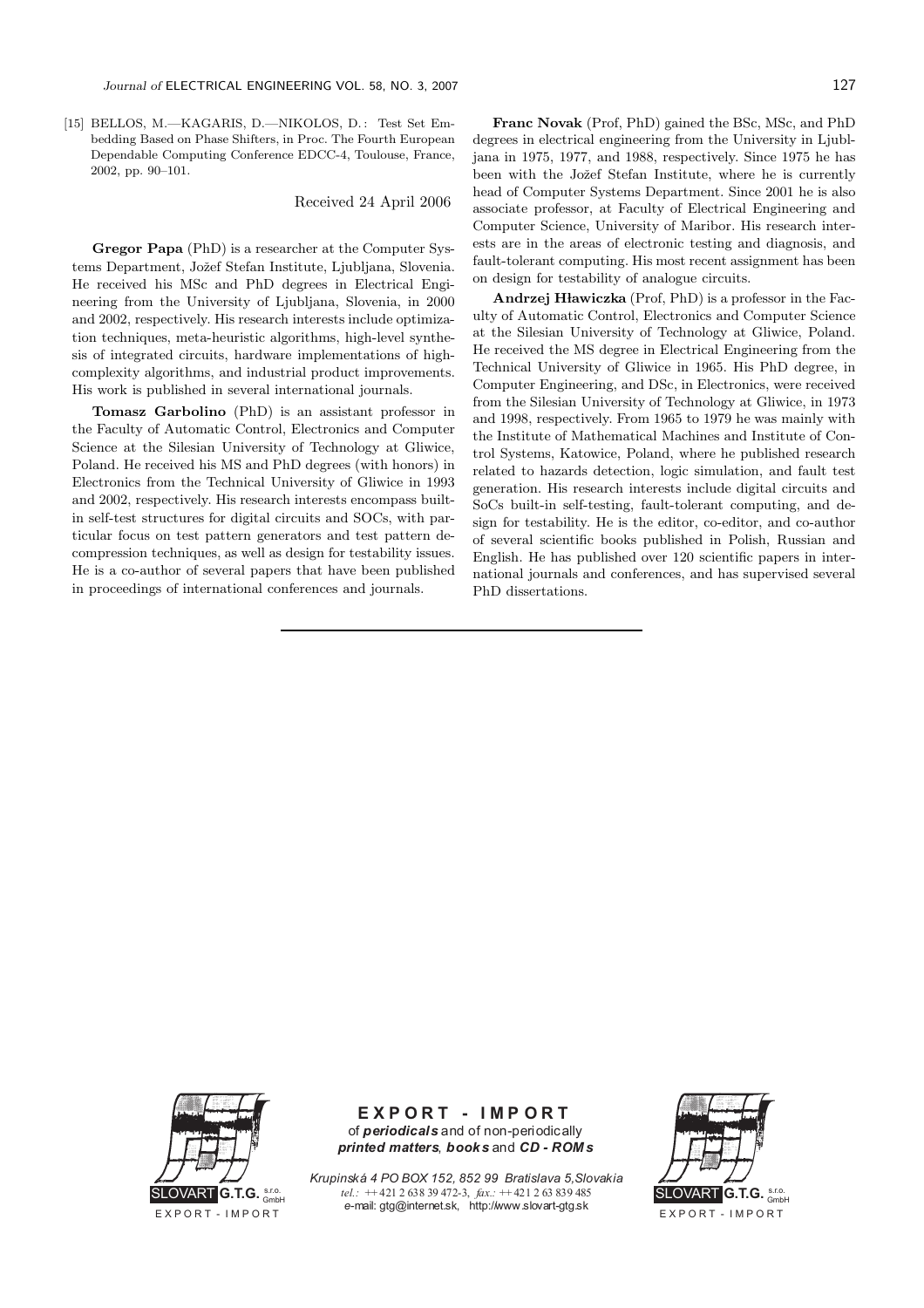[15] BELLOS, M.—KAGARIS, D.—NIKOLOS, D. : Test Set Embedding Based on Phase Shifters, in Proc. The Fourth European Dependable Computing Conference EDCC-4, Toulouse, France, 2002, pp. 90–101.

Received 24 April 2006

**Gregor Papa** (PhD) is a researcher at the Computer Systems Department, Jožef Stefan Institute, Ljubljana, Slovenia. He received his MSc and PhD degrees in Electrical Engineering from the University of Ljubljana, Slovenia, in 2000 and 2002, respectively. His research interests include optimization techniques, meta-heuristic algorithms, high-level synthesis of integrated circuits, hardware implementations of high-complexity algorithms, and industrial product improvements. His work is published in several international journals.

**Tomasz Garbolino** (PhD) is an assistant professor in the Faculty of Automatic Control, Electronics and Computer Science at the Silesian University of Technology at Gliwice, Poland. He received his MS and PhD degrees (with honors) in Electronics from the Technical University of Gliwice in 1993 and 2002, respectively. His research interests encompass built-in self-test structures for digital circuits and SOCs, with particular focus on test pattern generators and test pattern decompression techniques, as well as design for testability issues. He is a co-author of several papers that have been published in proceedings of international conferences and journals.

**Franc Novak** (Prof, PhD) gained the BSc, MSc, and PhD degrees in electrical engineering from the University in Ljubljana in 1975, 1977, and 1988, respectively. Since 1975 he has been with the Jožef Stefan Institute, where he is currently head of Computer Systems Department. Since 2001 he is also associate professor, at Faculty of Electrical Engineering and Computer Science, University of Maribor. His research interests are in the areas of electronic testing and diagnosis, and fault-tolerant computing. His most recent assignment has been on design for testability of analogue circuits.

**Andrzej Hławiczka** (Prof, PhD) is a professor in the Faculty of Automatic Control, Electronics and Computer Science at the Silesian University of Technology at Gliwice, Poland. He received the MS degree in Electrical Engineering from the Technical University of Gliwice in 1965. His PhD degree, in Computer Engineering, and DSc, in Electronics, were received from the Silesian University of Technology at Gliwice, in 1973 and 1998, respectively. From 1965 to 1979 he was mainly with the Institute of Mathematical Machines and Institute of Control Systems, Katowice, Poland, where he published research related to hazards detection, logic simulation, and fault test generation. His research interests include digital circuits and SoCs built-in self-testing, fault-tolerant computing, and design for testability. He is the editor, co-editor, and co-author of several scientific books published in Polish, Russian and English. He has published over 120 scientific papers in international journals and conferences, and has supervised several PhD dissertations.

---

SLOVART G.T.G. s.r.o. GmbH
EXPORT - IMPORT

**EXPORT - IMPORT**
of ***periodicals*** and of non-periodically ***printed matters***, ***books*** and ***CD - ROMs***

*Krupinská 4 PO BOX 152, 852 99 Bratislava 5,Slovakia*
*tel.:* ++421 2 638 39 472-3, *fax.:* ++421 2 63 839 485
e-mail: gtg@internet.sk, http://www.slovart-gtg.sk

SLOVART G.T.G. s.r.o. GmbH
EXPORT - IMPORT